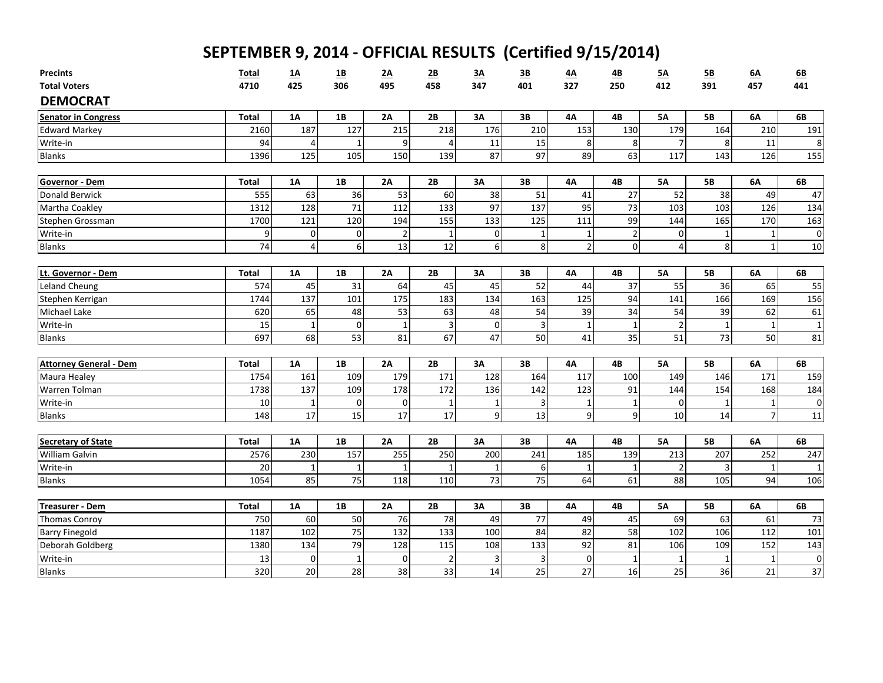# SEPTEMBER 9, 2014 - OFFICIAL RESULTS (Certified 9/15/2014)

| Precints | Total | 1A | 1B | 2A | 2B | 3A | 3B | 4A | 4B | 5A | 5B | 6A | 6B |
|---|---|---|---|---|---|---|---|---|---|---|---|---|---|
| Total Voters | 4710 | 425 | 306 | 495 | 458 | 347 | 401 | 327 | 250 | 412 | 391 | 457 | 441 |

## DEMOCRAT

| Senator in Congress | Total | 1A | 1B | 2A | 2B | 3A | 3B | 4A | 4B | 5A | 5B | 6A | 6B |
|---|---|---|---|---|---|---|---|---|---|---|---|---|---|
| Edward Markey | 2160 | 187 | 127 | 215 | 218 | 176 | 210 | 153 | 130 | 179 | 164 | 210 | 191 |
| Write-in | 94 | 4 | 1 | 9 | 4 | 11 | 15 | 8 | 8 | 7 | 8 | 11 | 8 |
| Blanks | 1396 | 125 | 105 | 150 | 139 | 87 | 97 | 89 | 63 | 117 | 143 | 126 | 155 |

| Governor - Dem | Total | 1A | 1B | 2A | 2B | 3A | 3B | 4A | 4B | 5A | 5B | 6A | 6B |
|---|---|---|---|---|---|---|---|---|---|---|---|---|---|
| Donald Berwick | 555 | 63 | 36 | 53 | 60 | 38 | 51 | 41 | 27 | 52 | 38 | 49 | 47 |
| Martha Coakley | 1312 | 128 | 71 | 112 | 133 | 97 | 137 | 95 | 73 | 103 | 103 | 126 | 134 |
| Stephen Grossman | 1700 | 121 | 120 | 194 | 155 | 133 | 125 | 111 | 99 | 144 | 165 | 170 | 163 |
| Write-in | 9 | 0 | 0 | 2 | 1 | 0 | 1 | 1 | 2 | 0 | 1 | 1 | 0 |
| Blanks | 74 | 4 | 6 | 13 | 12 | 6 | 8 | 2 | 0 | 4 | 8 | 1 | 10 |

| Lt. Governor - Dem | Total | 1A | 1B | 2A | 2B | 3A | 3B | 4A | 4B | 5A | 5B | 6A | 6B |
|---|---|---|---|---|---|---|---|---|---|---|---|---|---|
| Leland Cheung | 574 | 45 | 31 | 64 | 45 | 45 | 52 | 44 | 37 | 55 | 36 | 65 | 55 |
| Stephen Kerrigan | 1744 | 137 | 101 | 175 | 183 | 134 | 163 | 125 | 94 | 141 | 166 | 169 | 156 |
| Michael Lake | 620 | 65 | 48 | 53 | 63 | 48 | 54 | 39 | 34 | 54 | 39 | 62 | 61 |
| Write-in | 15 | 1 | 0 | 1 | 3 | 0 | 3 | 1 | 1 | 2 | 1 | 1 | 1 |
| Blanks | 697 | 68 | 53 | 81 | 67 | 47 | 50 | 41 | 35 | 51 | 73 | 50 | 81 |

| Attorney General - Dem | Total | 1A | 1B | 2A | 2B | 3A | 3B | 4A | 4B | 5A | 5B | 6A | 6B |
|---|---|---|---|---|---|---|---|---|---|---|---|---|---|
| Maura Healey | 1754 | 161 | 109 | 179 | 171 | 128 | 164 | 117 | 100 | 149 | 146 | 171 | 159 |
| Warren Tolman | 1738 | 137 | 109 | 178 | 172 | 136 | 142 | 123 | 91 | 144 | 154 | 168 | 184 |
| Write-in | 10 | 1 | 0 | 0 | 1 | 1 | 3 | 1 | 1 | 0 | 1 | 1 | 0 |
| Blanks | 148 | 17 | 15 | 17 | 17 | 9 | 13 | 9 | 9 | 10 | 14 | 7 | 11 |

| Secretary of State | Total | 1A | 1B | 2A | 2B | 3A | 3B | 4A | 4B | 5A | 5B | 6A | 6B |
|---|---|---|---|---|---|---|---|---|---|---|---|---|---|
| William Galvin | 2576 | 230 | 157 | 255 | 250 | 200 | 241 | 185 | 139 | 213 | 207 | 252 | 247 |
| Write-in | 20 | 1 | 1 | 1 | 1 | 1 | 6 | 1 | 1 | 2 | 3 | 1 | 1 |
| Blanks | 1054 | 85 | 75 | 118 | 110 | 73 | 75 | 64 | 61 | 88 | 105 | 94 | 106 |

| Treasurer - Dem | Total | 1A | 1B | 2A | 2B | 3A | 3B | 4A | 4B | 5A | 5B | 6A | 6B |
|---|---|---|---|---|---|---|---|---|---|---|---|---|---|
| Thomas Conroy | 750 | 60 | 50 | 76 | 78 | 49 | 77 | 49 | 45 | 69 | 63 | 61 | 73 |
| Barry Finegold | 1187 | 102 | 75 | 132 | 133 | 100 | 84 | 82 | 58 | 102 | 106 | 112 | 101 |
| Deborah Goldberg | 1380 | 134 | 79 | 128 | 115 | 108 | 133 | 92 | 81 | 106 | 109 | 152 | 143 |
| Write-in | 13 | 0 | 1 | 0 | 2 | 3 | 3 | 0 | 1 | 1 | 1 | 1 | 0 |
| Blanks | 320 | 20 | 28 | 38 | 33 | 14 | 25 | 27 | 16 | 25 | 36 | 21 | 37 |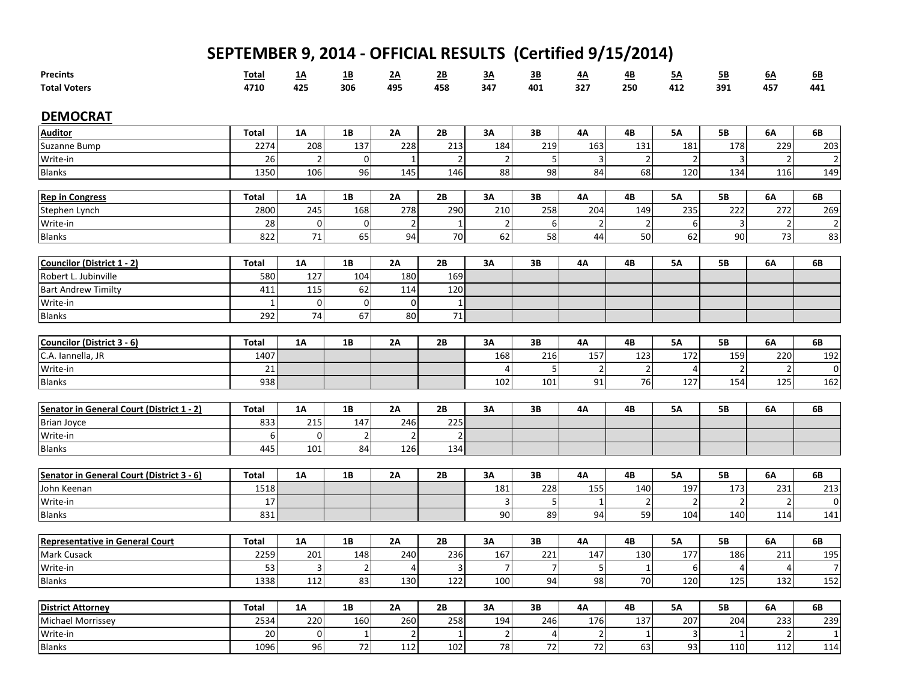# SEPTEMBER 9, 2014 - OFFICIAL RESULTS (Certified 9/15/2014)

| Precints | Total | 1A | 1B | 2A | 2B | 3A | 3B | 4A | 4B | 5A | 5B | 6A | 6B |
|---|---|---|---|---|---|---|---|---|---|---|---|---|---|
| Total Voters | 4710 | 425 | 306 | 495 | 458 | 347 | 401 | 327 | 250 | 412 | 391 | 457 | 441 |

## DEMOCRAT

| Auditor | Total | 1A | 1B | 2A | 2B | 3A | 3B | 4A | 4B | 5A | 5B | 6A | 6B |
|---|---|---|---|---|---|---|---|---|---|---|---|---|---|
| Suzanne Bump | 2274 | 208 | 137 | 228 | 213 | 184 | 219 | 163 | 131 | 181 | 178 | 229 | 203 |
| Write-in | 26 | 2 | 0 | 1 | 2 | 2 | 5 | 3 | 2 | 2 | 3 | 2 | 2 |
| Blanks | 1350 | 106 | 96 | 145 | 146 | 88 | 98 | 84 | 68 | 120 | 134 | 116 | 149 |

| Rep in Congress | Total | 1A | 1B | 2A | 2B | 3A | 3B | 4A | 4B | 5A | 5B | 6A | 6B |
|---|---|---|---|---|---|---|---|---|---|---|---|---|---|
| Stephen Lynch | 2800 | 245 | 168 | 278 | 290 | 210 | 258 | 204 | 149 | 235 | 222 | 272 | 269 |
| Write-in | 28 | 0 | 0 | 2 | 1 | 2 | 6 | 2 | 2 | 6 | 3 | 2 | 2 |
| Blanks | 822 | 71 | 65 | 94 | 70 | 62 | 58 | 44 | 50 | 62 | 90 | 73 | 83 |

| Councilor (District 1 - 2) | Total | 1A | 1B | 2A | 2B | 3A | 3B | 4A | 4B | 5A | 5B | 6A | 6B |
|---|---|---|---|---|---|---|---|---|---|---|---|---|---|
| Robert L. Jubinville | 580 | 127 | 104 | 180 | 169 | | | | | | | | |
| Bart Andrew Timilty | 411 | 115 | 62 | 114 | 120 | | | | | | | | |
| Write-in | 1 | 0 | 0 | 0 | 1 | | | | | | | | |
| Blanks | 292 | 74 | 67 | 80 | 71 | | | | | | | | |

| Councilor (District 3 - 6) | Total | 1A | 1B | 2A | 2B | 3A | 3B | 4A | 4B | 5A | 5B | 6A | 6B |
|---|---|---|---|---|---|---|---|---|---|---|---|---|---|
| C.A. Iannella, JR | 1407 | | | | | 168 | 216 | 157 | 123 | 172 | 159 | 220 | 192 |
| Write-in | 21 | | | | | 4 | 5 | 2 | 2 | 4 | 2 | 2 | 0 |
| Blanks | 938 | | | | | 102 | 101 | 91 | 76 | 127 | 154 | 125 | 162 |

| Senator in General Court (District 1 - 2) | Total | 1A | 1B | 2A | 2B | 3A | 3B | 4A | 4B | 5A | 5B | 6A | 6B |
|---|---|---|---|---|---|---|---|---|---|---|---|---|---|
| Brian Joyce | 833 | 215 | 147 | 246 | 225 | | | | | | | | |
| Write-in | 6 | 0 | 2 | 2 | 2 | | | | | | | | |
| Blanks | 445 | 101 | 84 | 126 | 134 | | | | | | | | |

| Senator in General Court (District 3 - 6) | Total | 1A | 1B | 2A | 2B | 3A | 3B | 4A | 4B | 5A | 5B | 6A | 6B |
|---|---|---|---|---|---|---|---|---|---|---|---|---|---|
| John Keenan | 1518 | | | | | 181 | 228 | 155 | 140 | 197 | 173 | 231 | 213 |
| Write-in | 17 | | | | | 3 | 5 | 1 | 2 | 2 | 2 | 2 | 0 |
| Blanks | 831 | | | | | 90 | 89 | 94 | 59 | 104 | 140 | 114 | 141 |

| Representative in General Court | Total | 1A | 1B | 2A | 2B | 3A | 3B | 4A | 4B | 5A | 5B | 6A | 6B |
|---|---|---|---|---|---|---|---|---|---|---|---|---|---|
| Mark Cusack | 2259 | 201 | 148 | 240 | 236 | 167 | 221 | 147 | 130 | 177 | 186 | 211 | 195 |
| Write-in | 53 | 3 | 2 | 4 | 3 | 7 | 7 | 5 | 1 | 6 | 4 | 4 | 7 |
| Blanks | 1338 | 112 | 83 | 130 | 122 | 100 | 94 | 98 | 70 | 120 | 125 | 132 | 152 |

| District Attorney | Total | 1A | 1B | 2A | 2B | 3A | 3B | 4A | 4B | 5A | 5B | 6A | 6B |
|---|---|---|---|---|---|---|---|---|---|---|---|---|---|
| Michael Morrissey | 2534 | 220 | 160 | 260 | 258 | 194 | 246 | 176 | 137 | 207 | 204 | 233 | 239 |
| Write-in | 20 | 0 | 1 | 2 | 1 | 2 | 4 | 2 | 1 | 3 | 1 | 2 | 1 |
| Blanks | 1096 | 96 | 72 | 112 | 102 | 78 | 72 | 72 | 63 | 93 | 110 | 112 | 114 |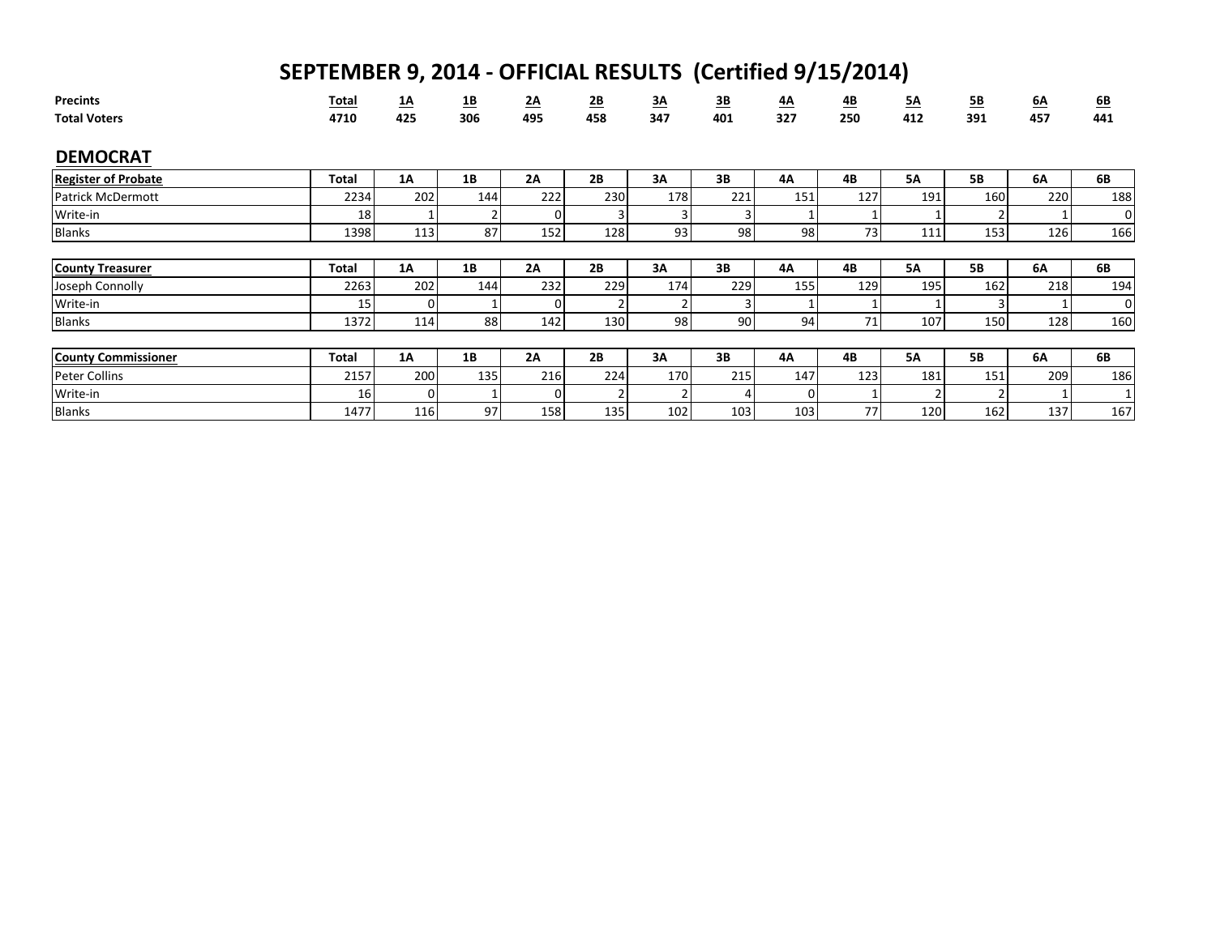# SEPTEMBER 9, 2014 - OFFICIAL RESULTS (Certified 9/15/2014)

| Precints | Total | 1A | 1B | 2A | 2B | 3A | 3B | 4A | 4B | 5A | 5B | 6A | 6B |
|---|---|---|---|---|---|---|---|---|---|---|---|---|---|
| Total Voters | 4710 | 425 | 306 | 495 | 458 | 347 | 401 | 327 | 250 | 412 | 391 | 457 | 441 |

## DEMOCRAT

| Register of Probate | Total | 1A | 1B | 2A | 2B | 3A | 3B | 4A | 4B | 5A | 5B | 6A | 6B |
|---|---|---|---|---|---|---|---|---|---|---|---|---|---|
| Patrick McDermott | 2234 | 202 | 144 | 222 | 230 | 178 | 221 | 151 | 127 | 191 | 160 | 220 | 188 |
| Write-in | 18 | 1 | 2 | 0 | 3 | 3 | 3 | 1 | 1 | 1 | 2 | 1 | 0 |
| Blanks | 1398 | 113 | 87 | 152 | 128 | 93 | 98 | 98 | 73 | 111 | 153 | 126 | 166 |

| County Treasurer | Total | 1A | 1B | 2A | 2B | 3A | 3B | 4A | 4B | 5A | 5B | 6A | 6B |
|---|---|---|---|---|---|---|---|---|---|---|---|---|---|
| Joseph Connolly | 2263 | 202 | 144 | 232 | 229 | 174 | 229 | 155 | 129 | 195 | 162 | 218 | 194 |
| Write-in | 15 | 0 | 1 | 0 | 2 | 2 | 3 | 1 | 1 | 1 | 3 | 1 | 0 |
| Blanks | 1372 | 114 | 88 | 142 | 130 | 98 | 90 | 94 | 71 | 107 | 150 | 128 | 160 |

| County Commissioner | Total | 1A | 1B | 2A | 2B | 3A | 3B | 4A | 4B | 5A | 5B | 6A | 6B |
|---|---|---|---|---|---|---|---|---|---|---|---|---|---|
| Peter Collins | 2157 | 200 | 135 | 216 | 224 | 170 | 215 | 147 | 123 | 181 | 151 | 209 | 186 |
| Write-in | 16 | 0 | 1 | 0 | 2 | 2 | 4 | 0 | 1 | 2 | 2 | 1 | 1 |
| Blanks | 1477 | 116 | 97 | 158 | 135 | 102 | 103 | 103 | 77 | 120 | 162 | 137 | 167 |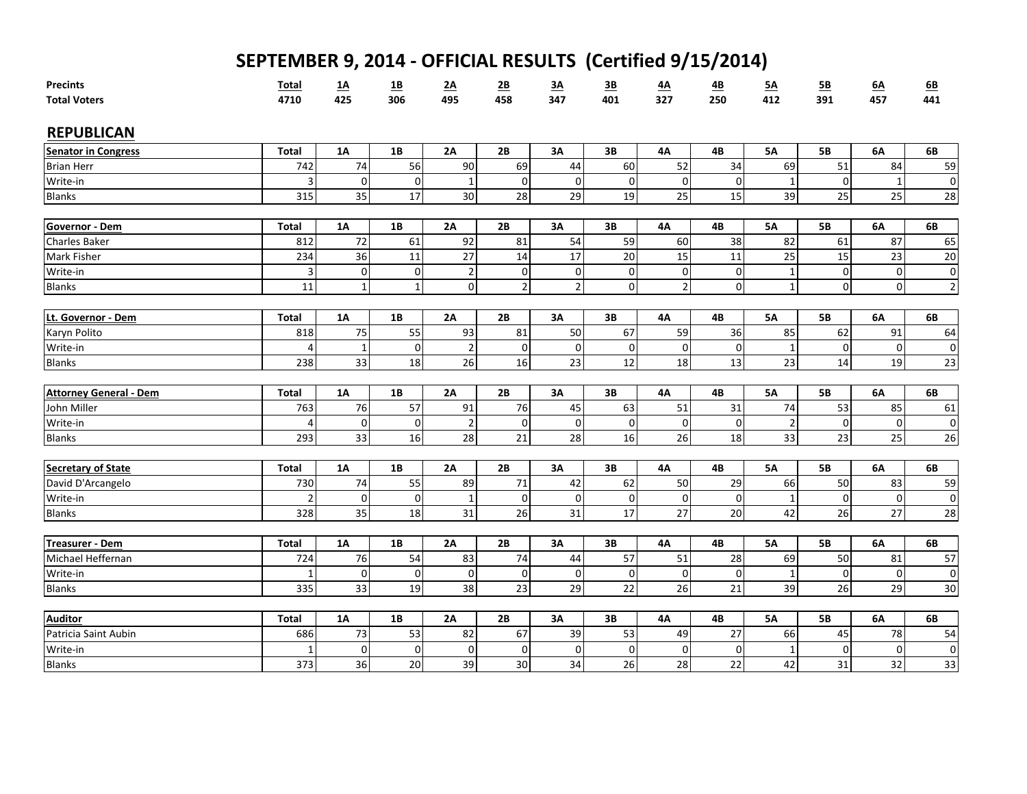# SEPTEMBER 9, 2014 - OFFICIAL RESULTS (Certified 9/15/2014)

| Precints | Total | 1A | 1B | 2A | 2B | 3A | 3B | 4A | 4B | 5A | 5B | 6A | 6B |
|---|---|---|---|---|---|---|---|---|---|---|---|---|---|
| Total Voters | 4710 | 425 | 306 | 495 | 458 | 347 | 401 | 327 | 250 | 412 | 391 | 457 | 441 |

## REPUBLICAN

| Senator in Congress | Total | 1A | 1B | 2A | 2B | 3A | 3B | 4A | 4B | 5A | 5B | 6A | 6B |
|---|---|---|---|---|---|---|---|---|---|---|---|---|---|
| Brian Herr | 742 | 74 | 56 | 90 | 69 | 44 | 60 | 52 | 34 | 69 | 51 | 84 | 59 |
| Write-in | 3 | 0 | 0 | 1 | 0 | 0 | 0 | 0 | 0 | 1 | 0 | 1 | 0 |
| Blanks | 315 | 35 | 17 | 30 | 28 | 29 | 19 | 25 | 15 | 39 | 25 | 25 | 28 |

| Governor - Dem | Total | 1A | 1B | 2A | 2B | 3A | 3B | 4A | 4B | 5A | 5B | 6A | 6B |
|---|---|---|---|---|---|---|---|---|---|---|---|---|---|
| Charles Baker | 812 | 72 | 61 | 92 | 81 | 54 | 59 | 60 | 38 | 82 | 61 | 87 | 65 |
| Mark Fisher | 234 | 36 | 11 | 27 | 14 | 17 | 20 | 15 | 11 | 25 | 15 | 23 | 20 |
| Write-in | 3 | 0 | 0 | 2 | 0 | 0 | 0 | 0 | 0 | 1 | 0 | 0 | 0 |
| Blanks | 11 | 1 | 1 | 0 | 2 | 2 | 0 | 2 | 0 | 1 | 0 | 0 | 2 |

| Lt. Governor - Dem | Total | 1A | 1B | 2A | 2B | 3A | 3B | 4A | 4B | 5A | 5B | 6A | 6B |
|---|---|---|---|---|---|---|---|---|---|---|---|---|---|
| Karyn Polito | 818 | 75 | 55 | 93 | 81 | 50 | 67 | 59 | 36 | 85 | 62 | 91 | 64 |
| Write-in | 4 | 1 | 0 | 2 | 0 | 0 | 0 | 0 | 0 | 1 | 0 | 0 | 0 |
| Blanks | 238 | 33 | 18 | 26 | 16 | 23 | 12 | 18 | 13 | 23 | 14 | 19 | 23 |

| Attorney General - Dem | Total | 1A | 1B | 2A | 2B | 3A | 3B | 4A | 4B | 5A | 5B | 6A | 6B |
|---|---|---|---|---|---|---|---|---|---|---|---|---|---|
| John Miller | 763 | 76 | 57 | 91 | 76 | 45 | 63 | 51 | 31 | 74 | 53 | 85 | 61 |
| Write-in | 4 | 0 | 0 | 2 | 0 | 0 | 0 | 0 | 0 | 2 | 0 | 0 | 0 |
| Blanks | 293 | 33 | 16 | 28 | 21 | 28 | 16 | 26 | 18 | 33 | 23 | 25 | 26 |

| Secretary of State | Total | 1A | 1B | 2A | 2B | 3A | 3B | 4A | 4B | 5A | 5B | 6A | 6B |
|---|---|---|---|---|---|---|---|---|---|---|---|---|---|
| David D'Arcangelo | 730 | 74 | 55 | 89 | 71 | 42 | 62 | 50 | 29 | 66 | 50 | 83 | 59 |
| Write-in | 2 | 0 | 0 | 1 | 0 | 0 | 0 | 0 | 0 | 1 | 0 | 0 | 0 |
| Blanks | 328 | 35 | 18 | 31 | 26 | 31 | 17 | 27 | 20 | 42 | 26 | 27 | 28 |

| Treasurer - Dem | Total | 1A | 1B | 2A | 2B | 3A | 3B | 4A | 4B | 5A | 5B | 6A | 6B |
|---|---|---|---|---|---|---|---|---|---|---|---|---|---|
| Michael Heffernan | 724 | 76 | 54 | 83 | 74 | 44 | 57 | 51 | 28 | 69 | 50 | 81 | 57 |
| Write-in | 1 | 0 | 0 | 0 | 0 | 0 | 0 | 0 | 0 | 1 | 0 | 0 | 0 |
| Blanks | 335 | 33 | 19 | 38 | 23 | 29 | 22 | 26 | 21 | 39 | 26 | 29 | 30 |

| Auditor | Total | 1A | 1B | 2A | 2B | 3A | 3B | 4A | 4B | 5A | 5B | 6A | 6B |
|---|---|---|---|---|---|---|---|---|---|---|---|---|---|
| Patricia Saint Aubin | 686 | 73 | 53 | 82 | 67 | 39 | 53 | 49 | 27 | 66 | 45 | 78 | 54 |
| Write-in | 1 | 0 | 0 | 0 | 0 | 0 | 0 | 0 | 0 | 1 | 0 | 0 | 0 |
| Blanks | 373 | 36 | 20 | 39 | 30 | 34 | 26 | 28 | 22 | 42 | 31 | 32 | 33 |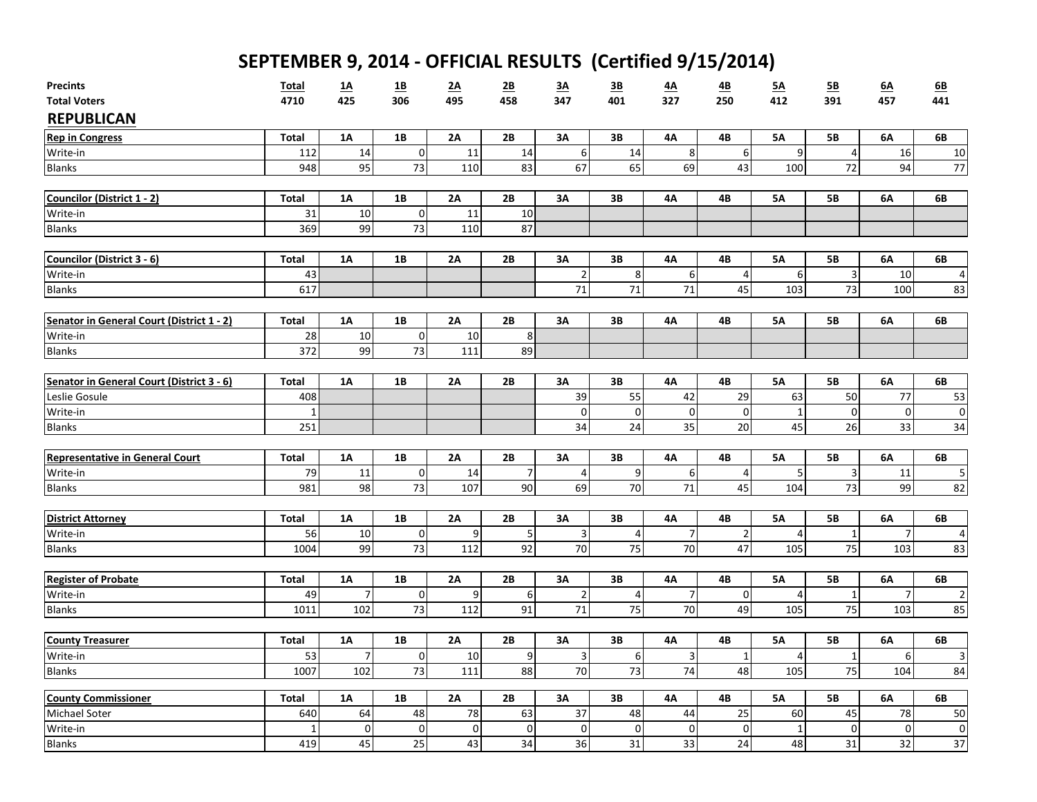# SEPTEMBER 9, 2014 - OFFICIAL RESULTS (Certified 9/15/2014)

| Precints | Total | 1A | 1B | 2A | 2B | 3A | 3B | 4A | 4B | 5A | 5B | 6A | 6B |
|---|---|---|---|---|---|---|---|---|---|---|---|---|---|
| Total Voters | 4710 | 425 | 306 | 495 | 458 | 347 | 401 | 327 | 250 | 412 | 391 | 457 | 441 |

## REPUBLICAN

| Rep in Congress | Total | 1A | 1B | 2A | 2B | 3A | 3B | 4A | 4B | 5A | 5B | 6A | 6B |
|---|---|---|---|---|---|---|---|---|---|---|---|---|---|
| Write-in | 112 | 14 | 0 | 11 | 14 | 6 | 14 | 8 | 6 | 9 | 4 | 16 | 10 |
| Blanks | 948 | 95 | 73 | 110 | 83 | 67 | 65 | 69 | 43 | 100 | 72 | 94 | 77 |

| Councilor (District 1 - 2) | Total | 1A | 1B | 2A | 2B | 3A | 3B | 4A | 4B | 5A | 5B | 6A | 6B |
|---|---|---|---|---|---|---|---|---|---|---|---|---|---|
| Write-in | 31 | 10 | 0 | 11 | 10 | | | | | | | | |
| Blanks | 369 | 99 | 73 | 110 | 87 | | | | | | | | |

| Councilor (District 3 - 6) | Total | 1A | 1B | 2A | 2B | 3A | 3B | 4A | 4B | 5A | 5B | 6A | 6B |
|---|---|---|---|---|---|---|---|---|---|---|---|---|---|
| Write-in | 43 | | | | | 2 | 8 | 6 | 4 | 6 | 3 | 10 | 4 |
| Blanks | 617 | | | | | 71 | 71 | 71 | 45 | 103 | 73 | 100 | 83 |

| Senator in General Court (District 1 - 2) | Total | 1A | 1B | 2A | 2B | 3A | 3B | 4A | 4B | 5A | 5B | 6A | 6B |
|---|---|---|---|---|---|---|---|---|---|---|---|---|---|
| Write-in | 28 | 10 | 0 | 10 | 8 | | | | | | | | |
| Blanks | 372 | 99 | 73 | 111 | 89 | | | | | | | | |

| Senator in General Court (District 3 - 6) | Total | 1A | 1B | 2A | 2B | 3A | 3B | 4A | 4B | 5A | 5B | 6A | 6B |
|---|---|---|---|---|---|---|---|---|---|---|---|---|---|
| Leslie Gosule | 408 | | | | | 39 | 55 | 42 | 29 | 63 | 50 | 77 | 53 |
| Write-in | 1 | | | | | 0 | 0 | 0 | 0 | 1 | 0 | 0 | 0 |
| Blanks | 251 | | | | | 34 | 24 | 35 | 20 | 45 | 26 | 33 | 34 |

| Representative in General Court | Total | 1A | 1B | 2A | 2B | 3A | 3B | 4A | 4B | 5A | 5B | 6A | 6B |
|---|---|---|---|---|---|---|---|---|---|---|---|---|---|
| Write-in | 79 | 11 | 0 | 14 | 7 | 4 | 9 | 6 | 4 | 5 | 3 | 11 | 5 |
| Blanks | 981 | 98 | 73 | 107 | 90 | 69 | 70 | 71 | 45 | 104 | 73 | 99 | 82 |

| District Attorney | Total | 1A | 1B | 2A | 2B | 3A | 3B | 4A | 4B | 5A | 5B | 6A | 6B |
|---|---|---|---|---|---|---|---|---|---|---|---|---|---|
| Write-in | 56 | 10 | 0 | 9 | 5 | 3 | 4 | 7 | 2 | 4 | 1 | 7 | 4 |
| Blanks | 1004 | 99 | 73 | 112 | 92 | 70 | 75 | 70 | 47 | 105 | 75 | 103 | 83 |

| Register of Probate | Total | 1A | 1B | 2A | 2B | 3A | 3B | 4A | 4B | 5A | 5B | 6A | 6B |
|---|---|---|---|---|---|---|---|---|---|---|---|---|---|
| Write-in | 49 | 7 | 0 | 9 | 6 | 2 | 4 | 7 | 0 | 4 | 1 | 7 | 2 |
| Blanks | 1011 | 102 | 73 | 112 | 91 | 71 | 75 | 70 | 49 | 105 | 75 | 103 | 85 |

| County Treasurer | Total | 1A | 1B | 2A | 2B | 3A | 3B | 4A | 4B | 5A | 5B | 6A | 6B |
|---|---|---|---|---|---|---|---|---|---|---|---|---|---|
| Write-in | 53 | 7 | 0 | 10 | 9 | 3 | 6 | 3 | 1 | 4 | 1 | 6 | 3 |
| Blanks | 1007 | 102 | 73 | 111 | 88 | 70 | 73 | 74 | 48 | 105 | 75 | 104 | 84 |

| County Commissioner | Total | 1A | 1B | 2A | 2B | 3A | 3B | 4A | 4B | 5A | 5B | 6A | 6B |
|---|---|---|---|---|---|---|---|---|---|---|---|---|---|
| Michael Soter | 640 | 64 | 48 | 78 | 63 | 37 | 48 | 44 | 25 | 60 | 45 | 78 | 50 |
| Write-in | 1 | 0 | 0 | 0 | 0 | 0 | 0 | 0 | 0 | 1 | 0 | 0 | 0 |
| Blanks | 419 | 45 | 25 | 43 | 34 | 36 | 31 | 33 | 24 | 48 | 31 | 32 | 37 |